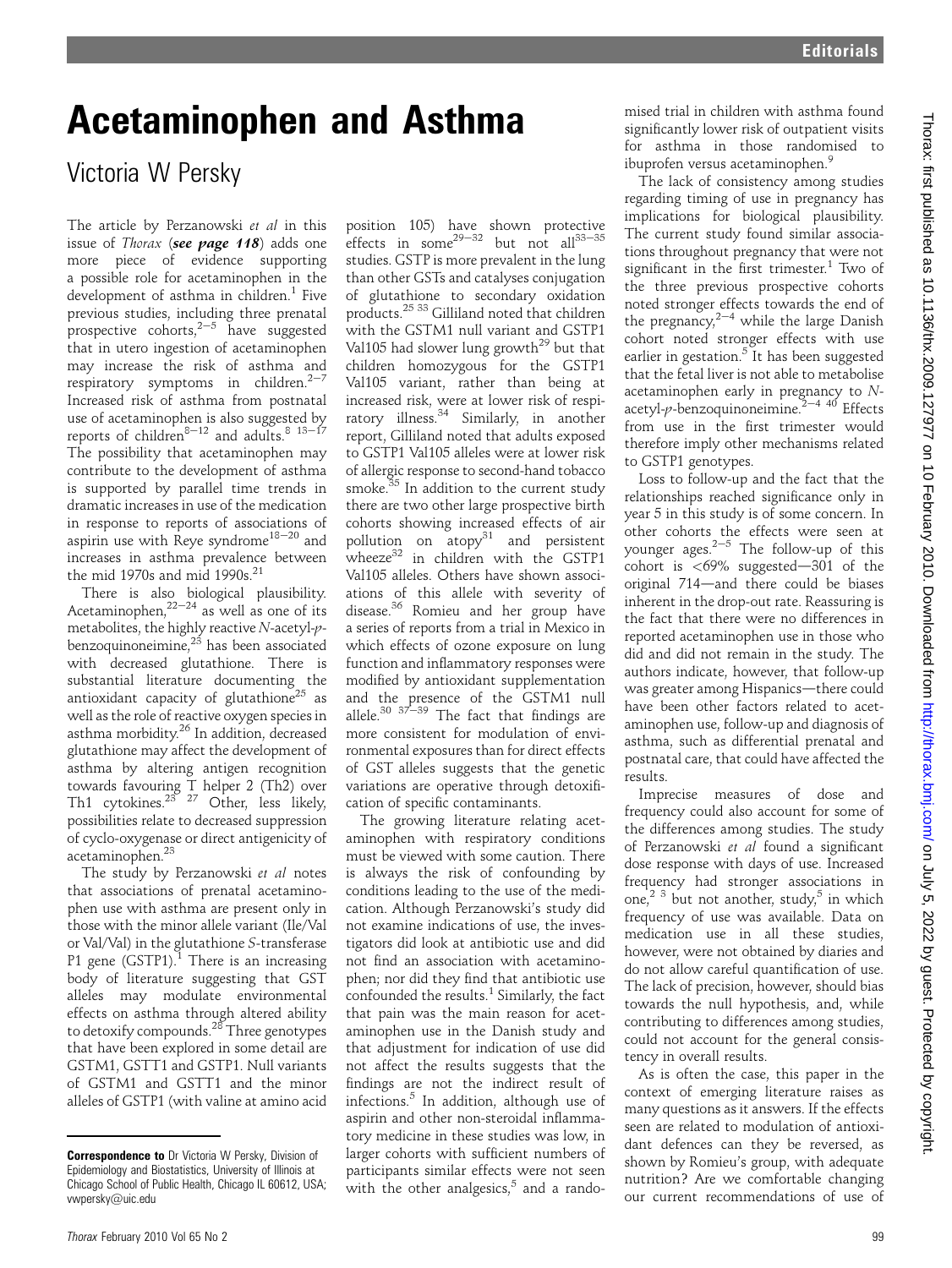# Acetaminophen and Asthma

Victoria W Persky

The article by Perzanowski *et al* in this issue of *Thorax* (***see page 118***) adds one more piece of evidence supporting a possible role for acetaminophen in the development of asthma in children.[1] Five previous studies, including three prenatal prospective cohorts,[2–5] have suggested that in utero ingestion of acetaminophen may increase the risk of asthma and respiratory symptoms in children.[2–7] Increased risk of asthma from postnatal use of acetaminophen is also suggested by reports of children[8–12] and adults.[8 13–17] The possibility that acetaminophen may contribute to the development of asthma is supported by parallel time trends in dramatic increases in use of the medication in response to reports of associations of aspirin use with Reye syndrome[18–20] and increases in asthma prevalence between the mid 1970s and mid 1990s.[21]

There is also biological plausibility. Acetaminophen,[22–24] as well as one of its metabolites, the highly reactive *N*-acetyl-*p*-benzoquinoneimine,[25] has been associated with decreased glutathione. There is substantial literature documenting the antioxidant capacity of glutathione[25] as well as the role of reactive oxygen species in asthma morbidity.[26] In addition, decreased glutathione may affect the development of asthma by altering antigen recognition towards favouring T helper 2 (Th2) over Th1 cytokines.[23 27] Other, less likely, possibilities relate to decreased suppression of cyclo-oxygenase or direct antigenicity of acetaminophen.[23]

The study by Perzanowski *et al* notes that associations of prenatal acetaminophen use with asthma are present only in those with the minor allele variant (Ile/Val or Val/Val) in the glutathione *S*-transferase P1 gene (GSTP1).[1] There is an increasing body of literature suggesting that GST alleles may modulate environmental effects on asthma through altered ability to detoxify compounds.[28] Three genotypes that have been explored in some detail are GSTM1, GSTT1 and GSTP1. Null variants of GSTM1 and GSTT1 and the minor alleles of GSTP1 (with valine at amino acid position 105) have shown protective effects in some[29–32] but not all[33–35] studies. GSTP is more prevalent in the lung than other GSTs and catalyses conjugation of glutathione to secondary oxidation products.[25 33] Gilliland noted that children with the GSTM1 null variant and GSTP1 Val105 had slower lung growth[29] but that children homozygous for the GSTP1 Val105 variant, rather than being at increased risk, were at lower risk of respiratory illness.[34] Similarly, in another report, Gilliland noted that adults exposed to GSTP1 Val105 alleles were at lower risk of allergic response to second-hand tobacco smoke.[35] In addition to the current study there are two other large prospective birth cohorts showing increased effects of air pollution on atopy[31] and persistent wheeze[32] in children with the GSTP1 Val105 alleles. Others have shown associations of this allele with severity of disease.[36] Romieu and her group have a series of reports from a trial in Mexico in which effects of ozone exposure on lung function and inflammatory responses were modified by antioxidant supplementation and the presence of the GSTM1 null allele.[30 37–39] The fact that findings are more consistent for modulation of environmental exposures than for direct effects of GST alleles suggests that the genetic variations are operative through detoxification of specific contaminants.

The growing literature relating acetaminophen with respiratory conditions must be viewed with some caution. There is always the risk of confounding by conditions leading to the use of the medication. Although Perzanowski's study did not examine indications of use, the investigators did look at antibiotic use and did not find an association with acetaminophen; nor did they find that antibiotic use confounded the results.[1] Similarly, the fact that pain was the main reason for acetaminophen use in the Danish study and that adjustment for indication of use did not affect the results suggests that the findings are not the indirect result of infections.[5] In addition, although use of aspirin and other non-steroidal inflammatory medicine in these studies was low, in larger cohorts with sufficient numbers of participants similar effects were not seen with the other analgesics,[5] and a randomised trial in children with asthma found significantly lower risk of outpatient visits for asthma in those randomised to ibuprofen versus acetaminophen.[9]

The lack of consistency among studies regarding timing of use in pregnancy has implications for biological plausibility. The current study found similar associations throughout pregnancy that were not significant in the first trimester.[1] Two of the three previous prospective cohorts noted stronger effects towards the end of the pregnancy,[2–4] while the large Danish cohort noted stronger effects with use earlier in gestation.[5] It has been suggested that the fetal liver is not able to metabolise acetaminophen early in pregnancy to *N*-acetyl-*p*-benzoquinoneimine.[2–4 40] Effects from use in the first trimester would therefore imply other mechanisms related to GSTP1 genotypes.

Loss to follow-up and the fact that the relationships reached significance only in year 5 in this study is of some concern. In other cohorts the effects were seen at younger ages.[2–5] The follow-up of this cohort is <69% suggested—301 of the original 714—and there could be biases inherent in the drop-out rate. Reassuring is the fact that there were no differences in reported acetaminophen use in those who did and did not remain in the study. The authors indicate, however, that follow-up was greater among Hispanics—there could have been other factors related to acetaminophen use, follow-up and diagnosis of asthma, such as differential prenatal and postnatal care, that could have affected the results.

Imprecise measures of dose and frequency could also account for some of the differences among studies. The study of Perzanowski *et al* found a significant dose response with days of use. Increased frequency had stronger associations in one,[2 3] but not another, study,[5] in which frequency of use was available. Data on medication use in all these studies, however, were not obtained by diaries and do not allow careful quantification of use. The lack of precision, however, should bias towards the null hypothesis, and, while contributing to differences among studies, could not account for the general consistency in overall results.

As is often the case, this paper in the context of emerging literature raises as many questions as it answers. If the effects seen are related to modulation of antioxidant defences can they be reversed, as shown by Romieu's group, with adequate nutrition? Are we comfortable changing our current recommendations of use of

---

**Correspondence to** Dr Victoria W Persky, Division of Epidemiology and Biostatistics, University of Illinois at Chicago School of Public Health, Chicago IL 60612, USA; vwpersky@uic.edu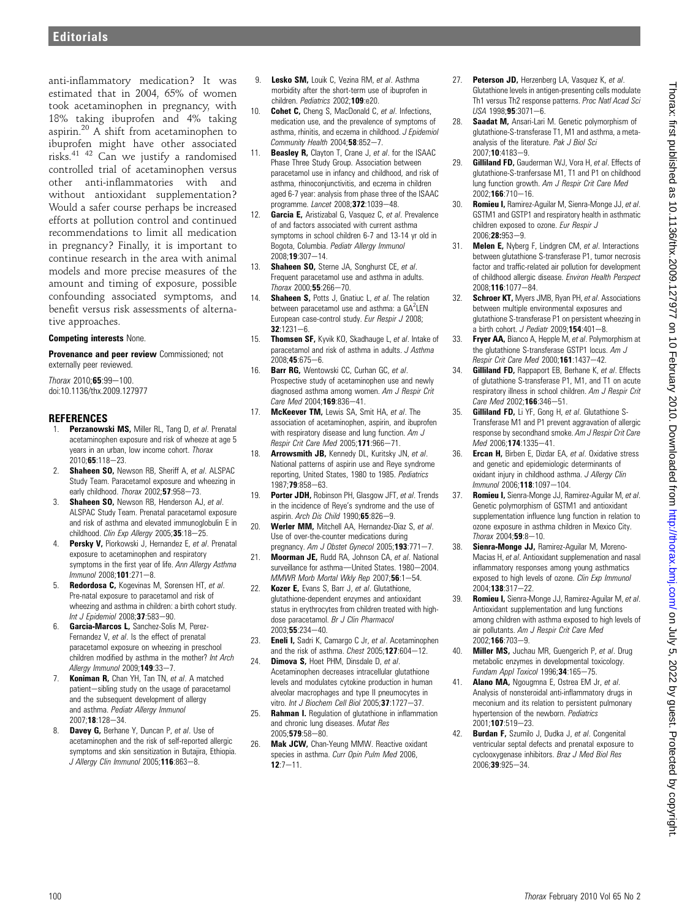anti-inflammatory medication? It was estimated that in 2004, 65% of women took acetaminophen in pregnancy, with 18% taking ibuprofen and 4% taking aspirin.[20] A shift from acetaminophen to ibuprofen might have other associated risks.[41 42] Can we justify a randomised controlled trial of acetaminophen versus other anti-inflammatories with and without antioxidant supplementation? Would a safer course perhaps be increased efforts at pollution control and continued recommendations to limit all medication in pregnancy? Finally, it is important to continue research in the area with animal models and more precise measures of the amount and timing of exposure, possible confounding associated symptoms, and benefit versus risk assessments of alternative approaches.

**Competing interests** None.

**Provenance and peer review** Commissioned; not externally peer reviewed.

*Thorax* 2010;**65**:99—100.
doi:10.1136/thx.2009.127977

## REFERENCES

1. **Perzanowski MS,** Miller RL, Tang D, *et al*. Prenatal acetaminophen exposure and risk of wheeze at age 5 years in an urban, low income cohort. *Thorax* 2010;**65**:118—23.
2. **Shaheen SO,** Newson RB, Sheriff A, *et al*. ALSPAC Study Team. Paracetamol exposure and wheezing in early childhood. *Thorax* 2002;**57**:958—73.
3. **Shaheen SO,** Newson RB, Henderson AJ, *et al*. ALSPAC Study Team. Prenatal paracetamol exposure and risk of asthma and elevated immunoglobulin E in childhood. *Clin Exp Allergy* 2005;**35**:18—25.
4. **Persky V,** Piorkowski J, Hernandez E, *et al*. Prenatal exposure to acetaminophen and respiratory symptoms in the first year of life. *Ann Allergy Asthma Immunol* 2008;**101**:271—8.
5. **Rebordosa C,** Kogevinas M, Sorensen HT, *et al*. Pre-natal exposure to paracetamol and risk of wheezing and asthma in children: a birth cohort study. *Int J Epidemiol* 2008;**37**:583—90.
6. **Garcia-Marcos L,** Sanchez-Solis M, Perez-Fernandez V, *et al*. Is the effect of prenatal paracetamol exposure on wheezing in preschool children modified by asthma in the mother? *Int Arch Allergy Immunol* 2009;**149**:33—7.
7. **Koniman R,** Chan YH, Tan TN, *et al*. A matched patient—sibling study on the usage of paracetamol and the subsequent development of allergy and asthma. *Pediatr Allergy Immunol* 2007;**18**:128—34.
8. **Davey G,** Berhane Y, Duncan P, *et al*. Use of acetaminophen and the risk of self-reported allergic symptoms and skin sensitization in Butajira, Ethiopia. *J Allergy Clin Immunol* 2005;**116**:863—8.
9. **Lesko SM,** Louik C, Vezina RM, *et al*. Asthma morbidity after the short-term use of ibuprofen in children. *Pediatrics* 2002;**109**:e20.
10. **Cohet C,** Cheng S, MacDonald C, *et al*. Infections, medication use, and the prevalence of symptoms of asthma, rhinitis, and eczema in childhood. *J Epidemiol Community Health* 2004;**58**:852—7.
11. **Beasley R,** Clayton T, Crane J, *et al*. for the ISAAC Phase Three Study Group. Association between paracetamol use in infancy and childhood, and risk of asthma, rhinoconjunctivitis, and eczema in children aged 6-7 year: analysis from phase three of the ISAAC programme. *Lancet* 2008;**372**:1039—48.
12. **Garcia E,** Aristizabal G, Vasquez C, *et al*. Prevalence of and factors associated with current asthma symptoms in school children 6-7 and 13-14 yr old in Bogota, Colombia. *Pediatr Allergy Immunol* 2008;**19**:307—14.
13. **Shaheen SO,** Sterne JA, Songhurst CE, *et al*. Frequent paracetamol use and asthma in adults. *Thorax* 2000;**55**:266—70.
14. **Shaheen S,** Potts J, Gnatiuc L, *et al*. The relation between paracetamol use and asthma: a GA$^2$LEN European case-control study. *Eur Respir J* 2008; **32**:1231—6.
15. **Thomsen SF,** Kyvik KO, Skadhauge L, *et al*. Intake of paracetamol and risk of asthma in adults. *J Asthma* 2008;**45**:675—6.
16. **Barr RG,** Wentowski CC, Curhan GC, *et al*. Prospective study of acetaminophen use and newly diagnosed asthma among women. *Am J Respir Crit Care Med* 2004;**169**:836—41.
17. **McKeever TM,** Lewis SA, Smit HA, *et al*. The association of acetaminophen, aspirin, and ibuprofen with respiratory disease and lung function. *Am J Respir Crit Care Med* 2005;**171**:966—71.
18. **Arrowsmith JB,** Kennedy DL, Kuritsky JN, *et al*. National patterns of aspirin use and Reye syndrome reporting, United States, 1980 to 1985. *Pediatrics* 1987;**79**:858—63.
19. **Porter JDH,** Robinson PH, Glasgow JFT, *et al*. Trends in the incidence of Reye's syndrome and the use of aspirin. *Arch Dis Child* 1990;**65**:826—9.
20. **Werler MM,** Mitchell AA, Hernandez-Diaz S, *et al*. Use of over-the-counter medications during pregnancy. *Am J Obstet Gynecol* 2005;**193**:771—7.
21. **Moorman JE,** Rudd RA, Johnson CA, *et al*. National surveillance for asthma—United States. 1980—2004. *MMWR Morb Mortal Wkly Rep* 2007;**56**:1—54.
22. **Kozer E,** Evans S, Barr J, *et al*. Glutathione, glutathione-dependent enzymes and antioxidant status in erythrocytes from children treated with high-dose paracetamol. *Br J Clin Pharmacol* 2003;**55**:234—40.
23. **Eneli I,** Sadri K, Camargo C Jr, *et al*. Acetaminophen and the risk of asthma. *Chest* 2005;**127**:604—12.
24. **Dimova S,** Hoet PHM, Dinsdale D, *et al*. Acetaminophen decreases intracellular glutathione levels and modulates cytokine production in human alveolar macrophages and type II pneumocytes in vitro. *Int J Biochem Cell Biol* 2005;**37**:1727—37.
25. **Rahman I.** Regulation of glutathione in inflammation and chronic lung diseases. *Mutat Res* 2005;**579**:58—80.
26. **Mak JCW,** Chan-Yeung MMW. Reactive oxidant species in asthma. *Curr Opin Pulm Med* 2006, **12**:7—11.
27. **Peterson JD,** Herzenberg LA, Vasquez K, *et al*. Glutathione levels in antigen-presenting cells modulate Th1 versus Th2 response patterns. *Proc Natl Acad Sci USA* 1998;**95**:3071—6.
28. **Saadat M,** Ansari-Lari M. Genetic polymorphism of glutathione-S-transferase T1, M1 and asthma, a meta-analysis of the literature. *Pak J Biol Sci* 2007;**10**:4183—9.
29. **Gilliland FD,** Gauderman WJ, Vora H, *et al*. Effects of glutathione-S-tranfersase M1, T1 and P1 on childhood lung function growth. *Am J Respir Crit Care Med* 2002;**166**:710—16.
30. **Romieu I,** Ramirez-Aguilar M, Sienra-Monge JJ, *et al*. GSTM1 and GSTP1 and respiratory health in asthmatic children exposed to ozone. *Eur Respir J* 2006;**28:**953—9.
31. **Melen E,** Nyberg F, Lindgren CM, *et al*. Interactions between glutathione S-transferase P1, tumor necrosis factor and traffic-related air pollution for development of childhood allergic disease. *Environ Health Perspect* 2008;**116**:1077—84.
32. **Schroer KT,** Myers JMB, Ryan PH, *et al*. Associations between multiple environmental exposures and glutathione S-transferase P1 on persistent wheezing in a birth cohort. *J Pediatr* 2009;**154**:401—8.
33. **Fryer AA,** Bianco A, Hepple M, *et al*. Polymorphism at the glutathione S-transferase GSTP1 locus. *Am J Respir Crit Care Med* 2000;**161**:1437—42.
34. **Gilliland FD,** Rappaport EB, Berhane K, *et al*. Effects of glutathione S-transferase P1, M1, and T1 on acute respiratory illness in school children. *Am J Respir Crit Care Med* 2002;**166**:346—51.
35. **Gilliland FD,** Li YF, Gong H, *et al*. Glutathione S-Transferase M1 and P1 prevent aggravation of allergic response by secondhand smoke. *Am J Respir Crit Care Med* 2006;**174**:1335—41.
36. **Ercan H,** Birben E, Dizdar EA, *et al*. Oxidative stress and genetic and epidemiologic determinants of oxidant injury in childhood asthma. *J Allergy Clin Immunol* 2006;**118**:1097—104.
37. **Romieu I,** Sienra-Monge JJ, Ramirez-Aguilar M, *et al*. Genetic polymorphism of GSTM1 and antioxidant supplementation influence lung function in relation to ozone exposure in asthma children in Mexico City. *Thorax* 2004;**59**:8—10.
38. **Sienra-Monge JJ,** Ramirez-Aguilar M, Moreno-Macias H, *et al*. Antioxidant supplementation and nasal inflammatory responses among young asthmatics exposed to high levels of ozone. *Clin Exp Immunol* 2004;**138**:317—22.
39. **Romieu I,** Sienra-Monge JJ, Ramirez-Aguilar M, *et al*. Antioxidant supplementation and lung functions among children with asthma exposed to high levels of air pollutants. *Am J Respir Crit Care Med* 2002;**166**:703—9.
40. **Miller MS,** Juchau MR, Guengerich P, *et al*. Drug metabolic enzymes in developmental toxicology. *Fundam Appl Toxicol* 1996;**34**:165—75.
41. **Alano MA,** Ngougmna E, Ostrea EM Jr, *et al*. Analysis of nonsteroidal anti-inflammatory drugs in meconium and its relation to persistent pulmonary hypertension of the newborn. *Pediatrics* 2001;**107**:519—23.
42. **Burdan F,** Szumilo J, Dudka J, *et al*. Congenital ventricular septal defects and prenatal exposure to cyclooxygenase inhibitors. *Braz J Med Biol Res* 2006;**39**:925—34.